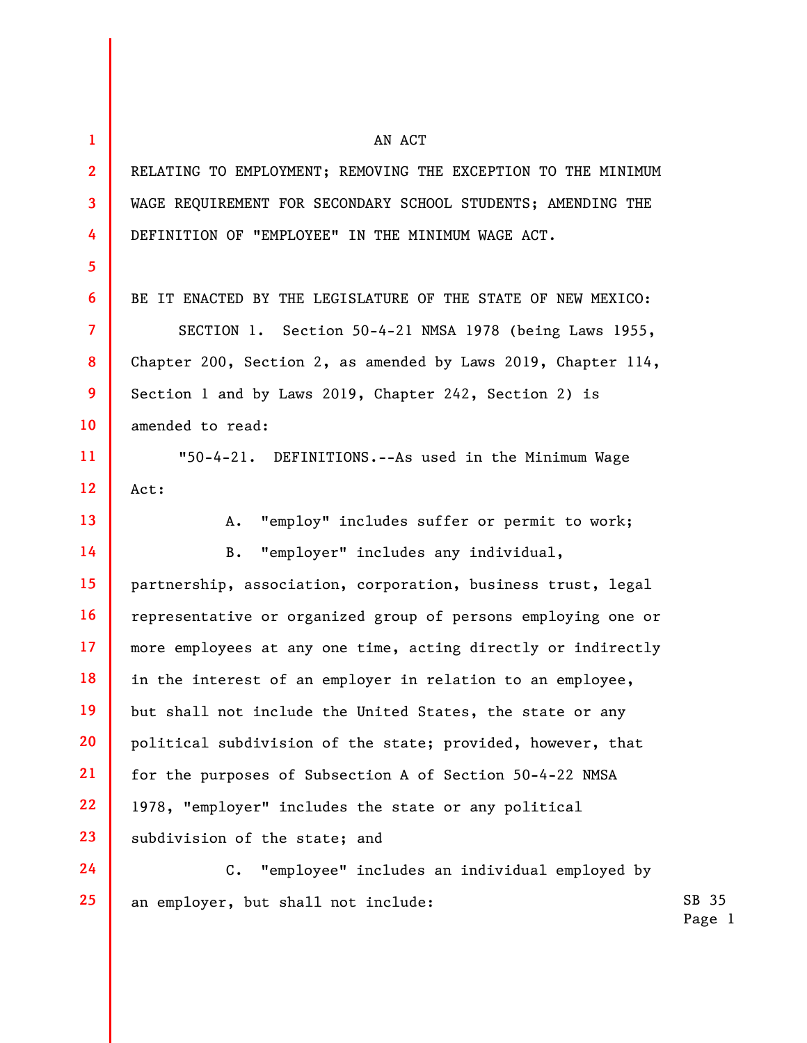AN ACT

RELATING TO EMPLOYMENT; REMOVING THE EXCEPTION TO THE MINIMUM WAGE REQUIREMENT FOR SECONDARY SCHOOL STUDENTS; AMENDING THE DEFINITION OF "EMPLOYEE" IN THE MINIMUM WAGE ACT.

BE IT ENACTED BY THE LEGISLATURE OF THE STATE OF NEW MEXICO:

SECTION 1. Section 50-4-21 NMSA 1978 (being Laws 1955, Chapter 200, Section 2, as amended by Laws 2019, Chapter 114, Section 1 and by Laws 2019, Chapter 242, Section 2) is amended to read:

"50-4-21. DEFINITIONS.--As used in the Minimum Wage Act:

A. "employ" includes suffer or permit to work;

B. "employer" includes any individual, partnership, association, corporation, business trust, legal representative or organized group of persons employing one or more employees at any one time, acting directly or indirectly in the interest of an employer in relation to an employee, but shall not include the United States, the state or any political subdivision of the state; provided, however, that for the purposes of Subsection A of Section 50-4-22 NMSA 1978, "employer" includes the state or any political subdivision of the state; and

C. "employee" includes an individual employed by an employer, but shall not include: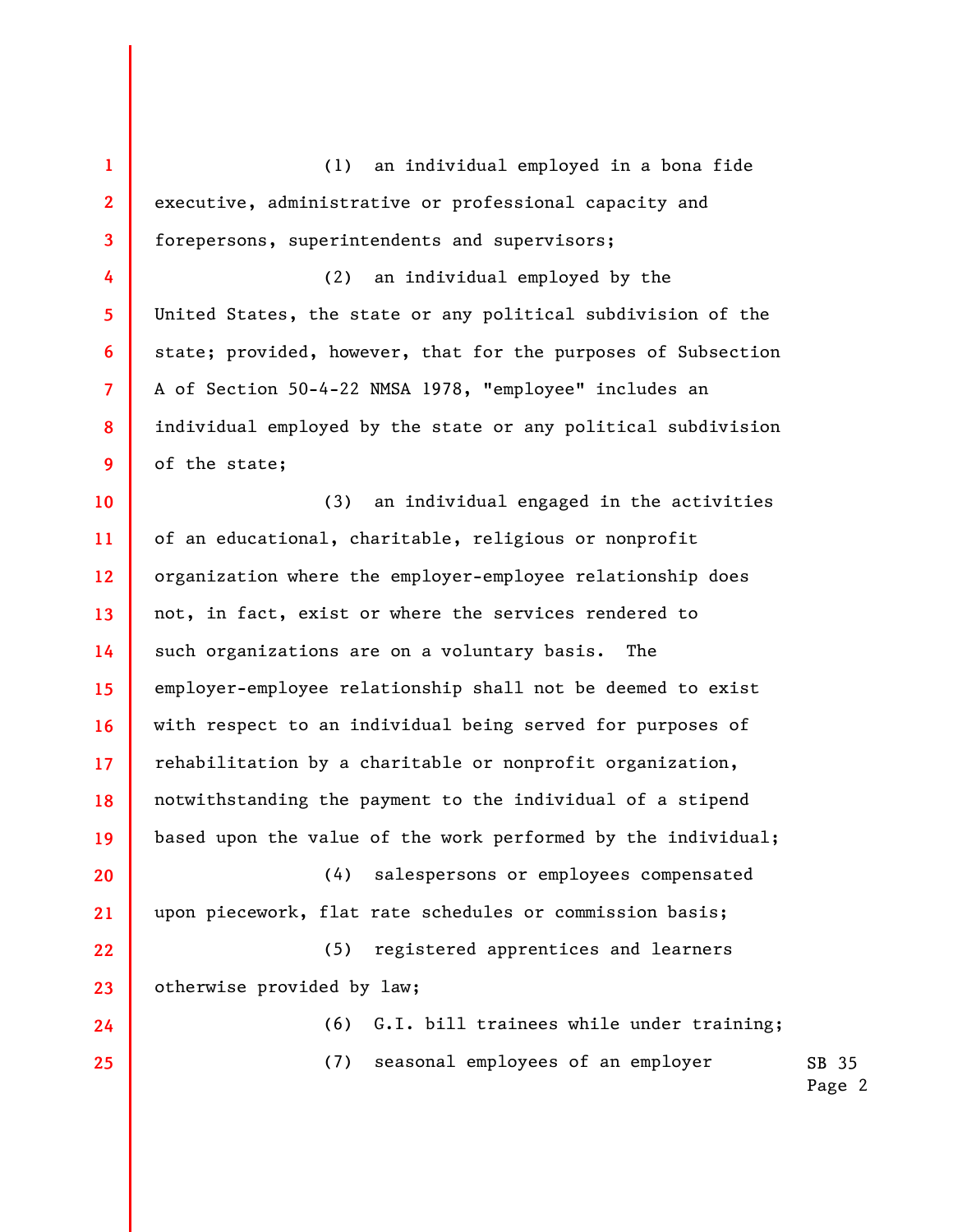(1) an individual employed in a bona fide executive, administrative or professional capacity and forepersons, superintendents and supervisors;

(2) an individual employed by the United States, the state or any political subdivision of the state; provided, however, that for the purposes of Subsection A of Section 50-4-22 NMSA 1978, "employee" includes an individual employed by the state or any political subdivision of the state;

(3) an individual engaged in the activities of an educational, charitable, religious or nonprofit organization where the employer-employee relationship does not, in fact, exist or where the services rendered to such organizations are on a voluntary basis. The employer-employee relationship shall not be deemed to exist with respect to an individual being served for purposes of rehabilitation by a charitable or nonprofit organization, notwithstanding the payment to the individual of a stipend based upon the value of the work performed by the individual;

(4) salespersons or employees compensated upon piecework, flat rate schedules or commission basis;

(5) registered apprentices and learners otherwise provided by law;

(6) G.I. bill trainees while under training;

(7) seasonal employees of an employer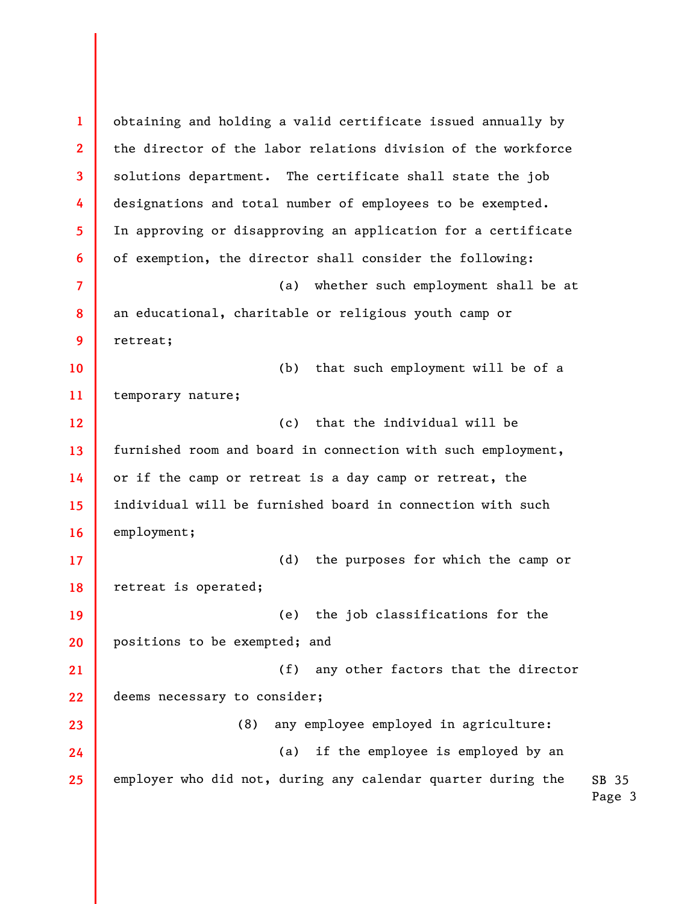obtaining and holding a valid certificate issued annually by the director of the labor relations division of the workforce solutions department. The certificate shall state the job designations and total number of employees to be exempted. In approving or disapproving an application for a certificate of exemption, the director shall consider the following:

(a) whether such employment shall be at an educational, charitable or religious youth camp or retreat;

(b) that such employment will be of a temporary nature;

(c) that the individual will be furnished room and board in connection with such employment, or if the camp or retreat is a day camp or retreat, the individual will be furnished board in connection with such employment;

(d) the purposes for which the camp or retreat is operated;

(e) the job classifications for the positions to be exempted; and

(f) any other factors that the director deems necessary to consider;

(8) any employee employed in agriculture:

(a) if the employee is employed by an employer who did not, during any calendar quarter during the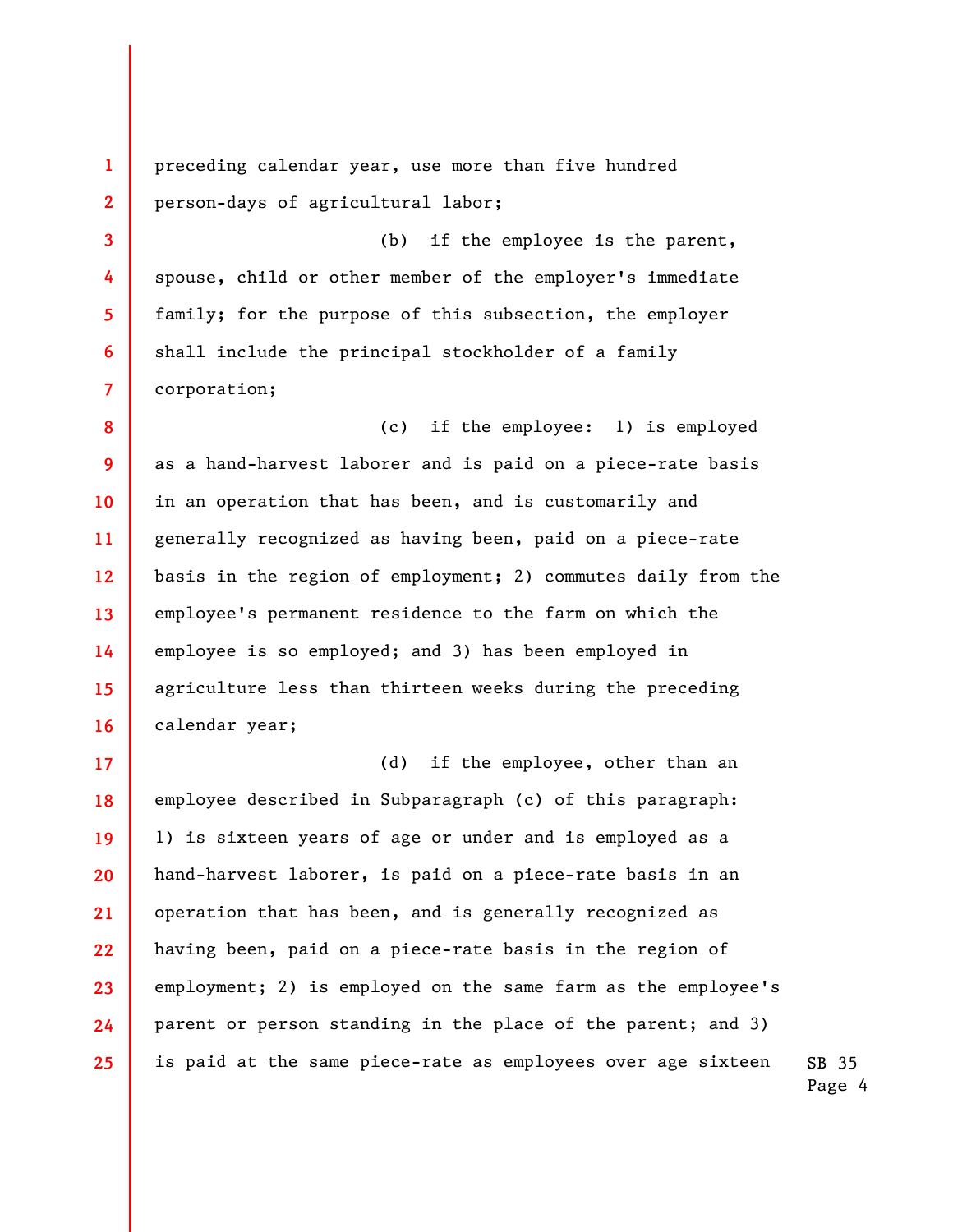preceding calendar year, use more than five hundred person-days of agricultural labor;

(b) if the employee is the parent, spouse, child or other member of the employer's immediate family; for the purpose of this subsection, the employer shall include the principal stockholder of a family corporation;

(c) if the employee: 1) is employed as a hand-harvest laborer and is paid on a piece-rate basis in an operation that has been, and is customarily and generally recognized as having been, paid on a piece-rate basis in the region of employment; 2) commutes daily from the employee's permanent residence to the farm on which the employee is so employed; and 3) has been employed in agriculture less than thirteen weeks during the preceding calendar year;

(d) if the employee, other than an employee described in Subparagraph (c) of this paragraph: 1) is sixteen years of age or under and is employed as a hand-harvest laborer, is paid on a piece-rate basis in an operation that has been, and is generally recognized as having been, paid on a piece-rate basis in the region of employment; 2) is employed on the same farm as the employee's parent or person standing in the place of the parent; and 3) is paid at the same piece-rate as employees over age sixteen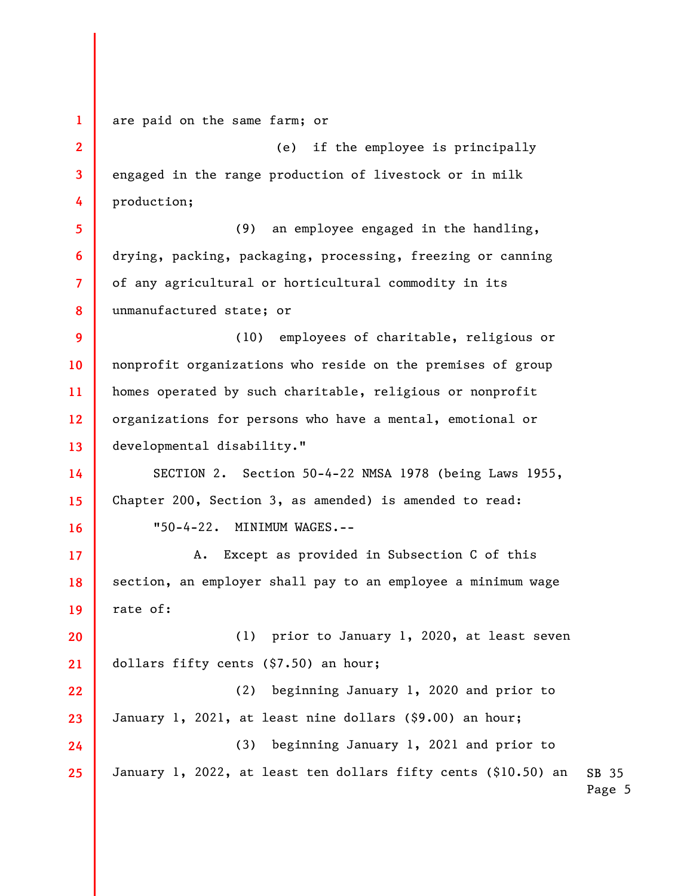are paid on the same farm; or

(e) if the employee is principally engaged in the range production of livestock or in milk production;

(9) an employee engaged in the handling, drying, packing, packaging, processing, freezing or canning of any agricultural or horticultural commodity in its unmanufactured state; or

(10) employees of charitable, religious or nonprofit organizations who reside on the premises of group homes operated by such charitable, religious or nonprofit organizations for persons who have a mental, emotional or developmental disability."

SECTION 2. Section 50-4-22 NMSA 1978 (being Laws 1955, Chapter 200, Section 3, as amended) is amended to read:

"50-4-22. MINIMUM WAGES.--

A. Except as provided in Subsection C of this section, an employer shall pay to an employee a minimum wage rate of:

(1) prior to January 1, 2020, at least seven dollars fifty cents ($7.50) an hour;

(2) beginning January 1, 2020 and prior to January 1, 2021, at least nine dollars ($9.00) an hour;

(3) beginning January 1, 2021 and prior to January 1, 2022, at least ten dollars fifty cents ($10.50) an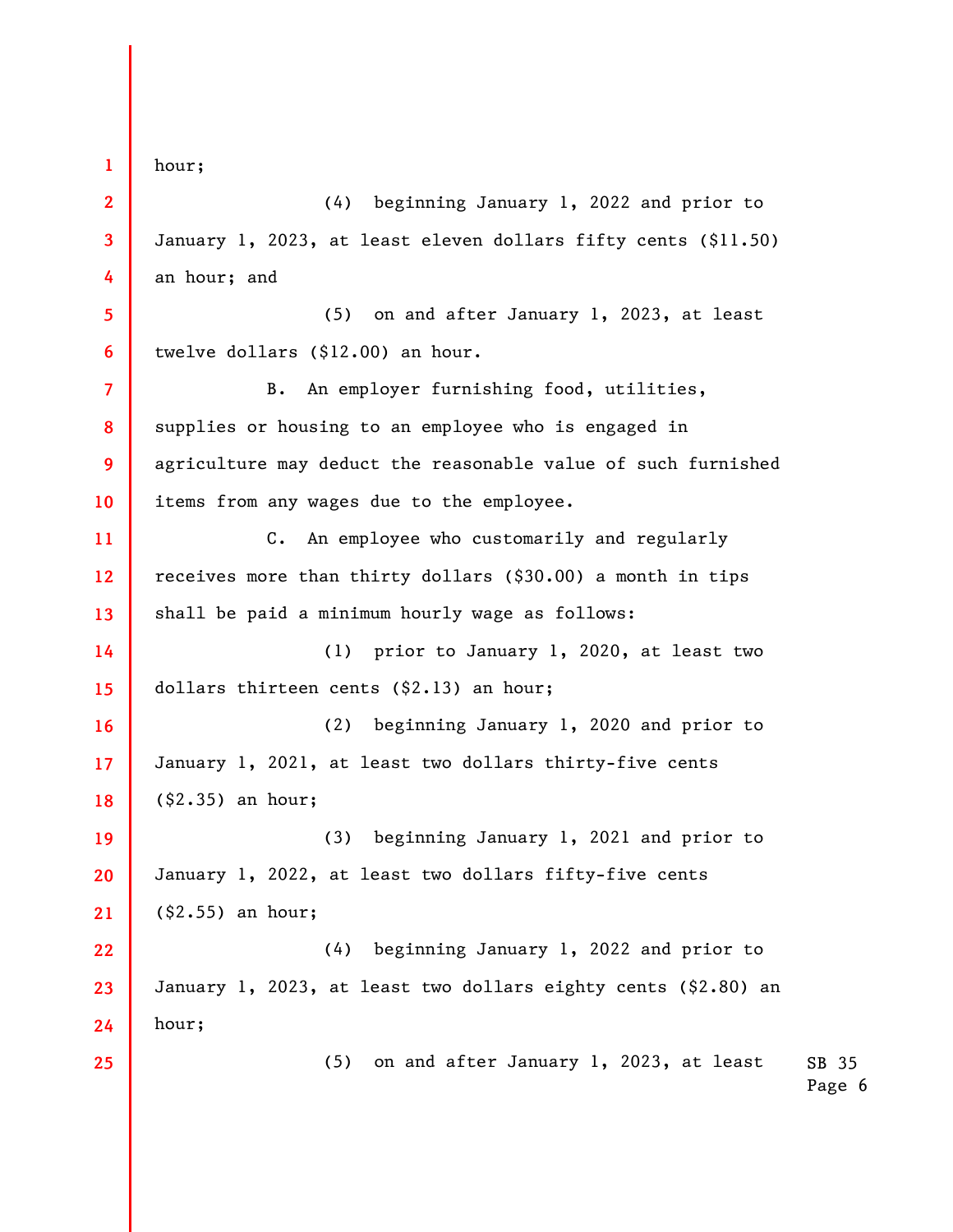hour;

(4) beginning January 1, 2022 and prior to January 1, 2023, at least eleven dollars fifty cents ($11.50) an hour; and

(5) on and after January 1, 2023, at least twelve dollars ($12.00) an hour.

B. An employer furnishing food, utilities, supplies or housing to an employee who is engaged in agriculture may deduct the reasonable value of such furnished items from any wages due to the employee.

C. An employee who customarily and regularly receives more than thirty dollars ($30.00) a month in tips shall be paid a minimum hourly wage as follows:

(1) prior to January 1, 2020, at least two dollars thirteen cents ($2.13) an hour;

(2) beginning January 1, 2020 and prior to January 1, 2021, at least two dollars thirty-five cents ($2.35) an hour;

(3) beginning January 1, 2021 and prior to January 1, 2022, at least two dollars fifty-five cents ($2.55) an hour;

(4) beginning January 1, 2022 and prior to January 1, 2023, at least two dollars eighty cents ($2.80) an hour;

(5) on and after January 1, 2023, at least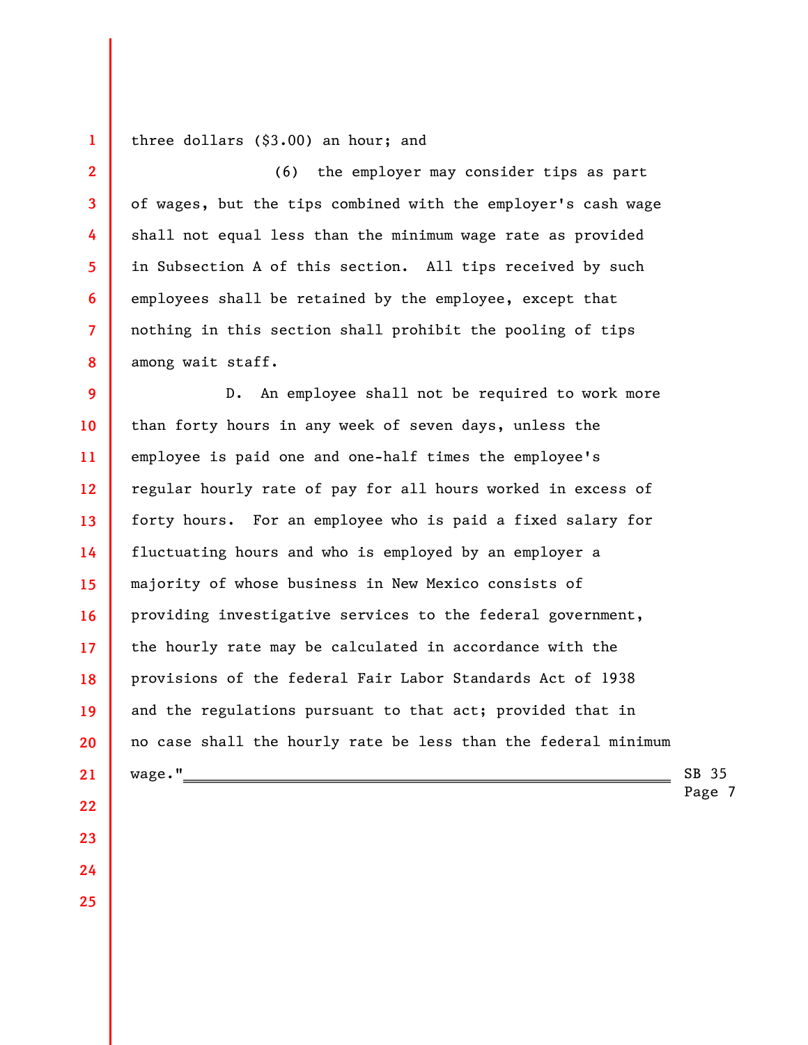three dollars ($3.00) an hour; and

(6) the employer may consider tips as part of wages, but the tips combined with the employer's cash wage shall not equal less than the minimum wage rate as provided in Subsection A of this section. All tips received by such employees shall be retained by the employee, except that nothing in this section shall prohibit the pooling of tips among wait staff.

D. An employee shall not be required to work more than forty hours in any week of seven days, unless the employee is paid one and one-half times the employee's regular hourly rate of pay for all hours worked in excess of forty hours. For an employee who is paid a fixed salary for fluctuating hours and who is employed by an employer a majority of whose business in New Mexico consists of providing investigative services to the federal government, the hourly rate may be calculated in accordance with the provisions of the federal Fair Labor Standards Act of 1938 and the regulations pursuant to that act; provided that in no case shall the hourly rate be less than the federal minimum wage."